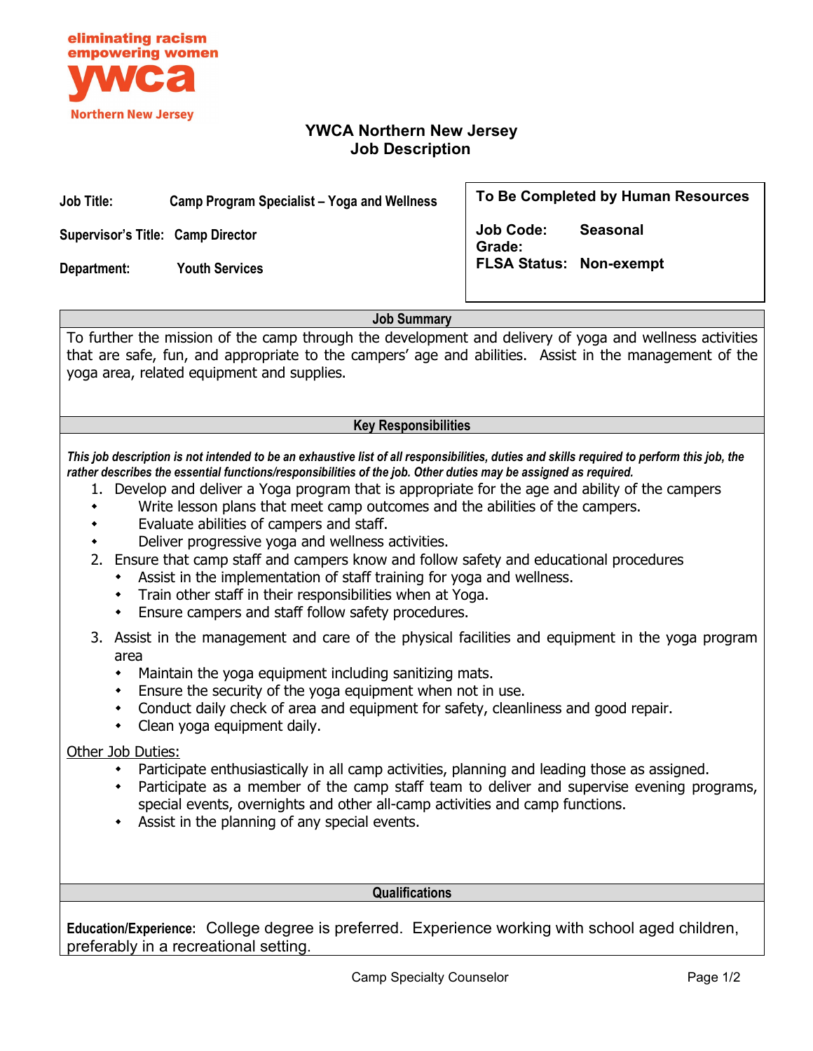eliminating racism
empowering women
ywca
Northern New Jersey

# YWCA Northern New Jersey
## Job Description

**Job Title:** Camp Program Specialist – Yoga and Wellness

**Supervisor's Title:** Camp Director

**Department:** Youth Services

| To Be Completed by Human Resources | |
|---|---|
| **Job Code:** | **Seasonal** |
| **Grade:** | |
| **FLSA Status:** | **Non-exempt** |

### Job Summary

To further the mission of the camp through the development and delivery of yoga and wellness activities that are safe, fun, and appropriate to the campers' age and abilities. Assist in the management of the yoga area, related equipment and supplies.

### Key Responsibilities

***This job description is not intended to be an exhaustive list of all responsibilities, duties and skills required to perform this job, the rather describes the essential functions/responsibilities of the job. Other duties may be assigned as required.***

1. Develop and deliver a Yoga program that is appropriate for the age and ability of the campers
   - Write lesson plans that meet camp outcomes and the abilities of the campers.
   - Evaluate abilities of campers and staff.
   - Deliver progressive yoga and wellness activities.
2. Ensure that camp staff and campers know and follow safety and educational procedures
   - Assist in the implementation of staff training for yoga and wellness.
   - Train other staff in their responsibilities when at Yoga.
   - Ensure campers and staff follow safety procedures.
3. Assist in the management and care of the physical facilities and equipment in the yoga program area
   - Maintain the yoga equipment including sanitizing mats.
   - Ensure the security of the yoga equipment when not in use.
   - Conduct daily check of area and equipment for safety, cleanliness and good repair.
   - Clean yoga equipment daily.

<u>Other Job Duties:</u>

- Participate enthusiastically in all camp activities, planning and leading those as assigned.
- Participate as a member of the camp staff team to deliver and supervise evening programs, special events, overnights and other all-camp activities and camp functions.
- Assist in the planning of any special events.

### Qualifications

**Education/Experience:** College degree is preferred. Experience working with school aged children, preferably in a recreational setting.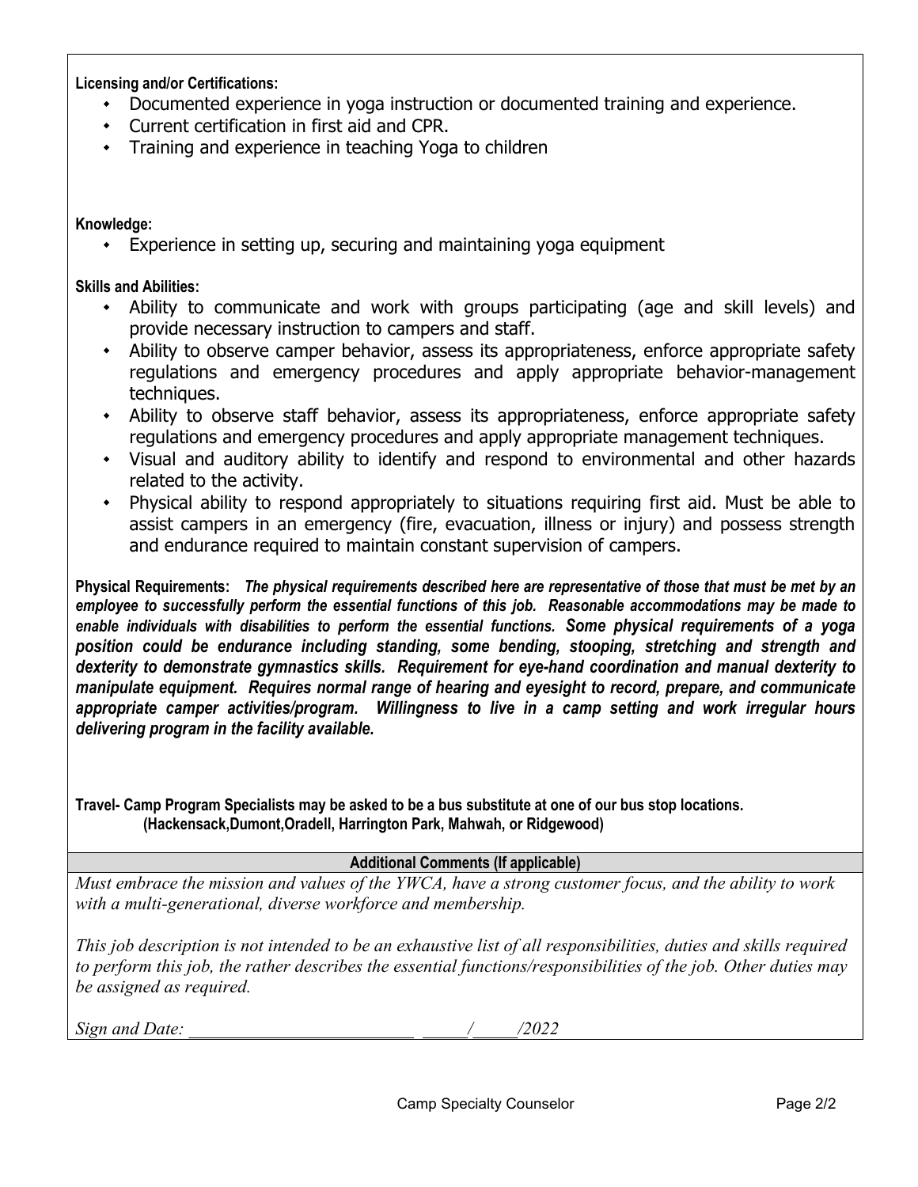**Licensing and/or Certifications:**

- Documented experience in yoga instruction or documented training and experience.
- Current certification in first aid and CPR.
- Training and experience in teaching Yoga to children

**Knowledge:**

- Experience in setting up, securing and maintaining yoga equipment

**Skills and Abilities:**

- Ability to communicate and work with groups participating (age and skill levels) and provide necessary instruction to campers and staff.
- Ability to observe camper behavior, assess its appropriateness, enforce appropriate safety regulations and emergency procedures and apply appropriate behavior-management techniques.
- Ability to observe staff behavior, assess its appropriateness, enforce appropriate safety regulations and emergency procedures and apply appropriate management techniques.
- Visual and auditory ability to identify and respond to environmental and other hazards related to the activity.
- Physical ability to respond appropriately to situations requiring first aid. Must be able to assist campers in an emergency (fire, evacuation, illness or injury) and possess strength and endurance required to maintain constant supervision of campers.

**Physical Requirements:** ***The physical requirements described here are representative of those that must be met by an employee to successfully perform the essential functions of this job. Reasonable accommodations may be made to enable individuals with disabilities to perform the essential functions. Some physical requirements of a yoga position could be endurance including standing, some bending, stooping, stretching and strength and dexterity to demonstrate gymnastics skills. Requirement for eye-hand coordination and manual dexterity to manipulate equipment. Requires normal range of hearing and eyesight to record, prepare, and communicate appropriate camper activities/program. Willingness to live in a camp setting and work irregular hours delivering program in the facility available.***

**Travel- Camp Program Specialists may be asked to be a bus substitute at one of our bus stop locations. (Hackensack,Dumont,Oradell, Harrington Park, Mahwah, or Ridgewood)**

**Additional Comments (If applicable)**

*Must embrace the mission and values of the YWCA, have a strong customer focus, and the ability to work with a multi-generational, diverse workforce and membership.*

*This job description is not intended to be an exhaustive list of all responsibilities, duties and skills required to perform this job, the rather describes the essential functions/responsibilities of the job. Other duties may be assigned as required.*

*Sign and Date: ___________________________ _____/_____/2022*